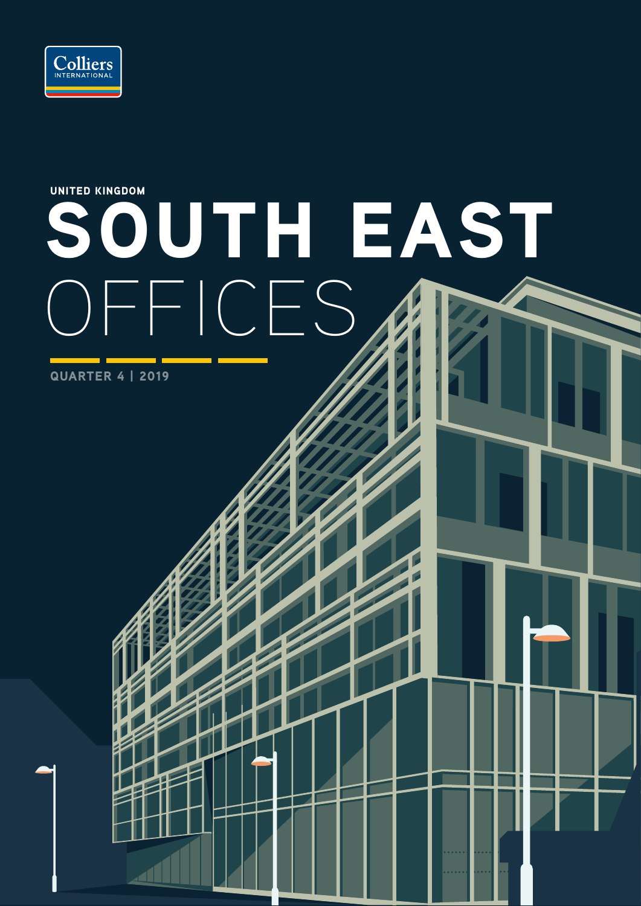Colliers INTERNATIONAL

UNITED KINGDOM

# SOUTH EAST OFFICES

QUARTER 4 | 2019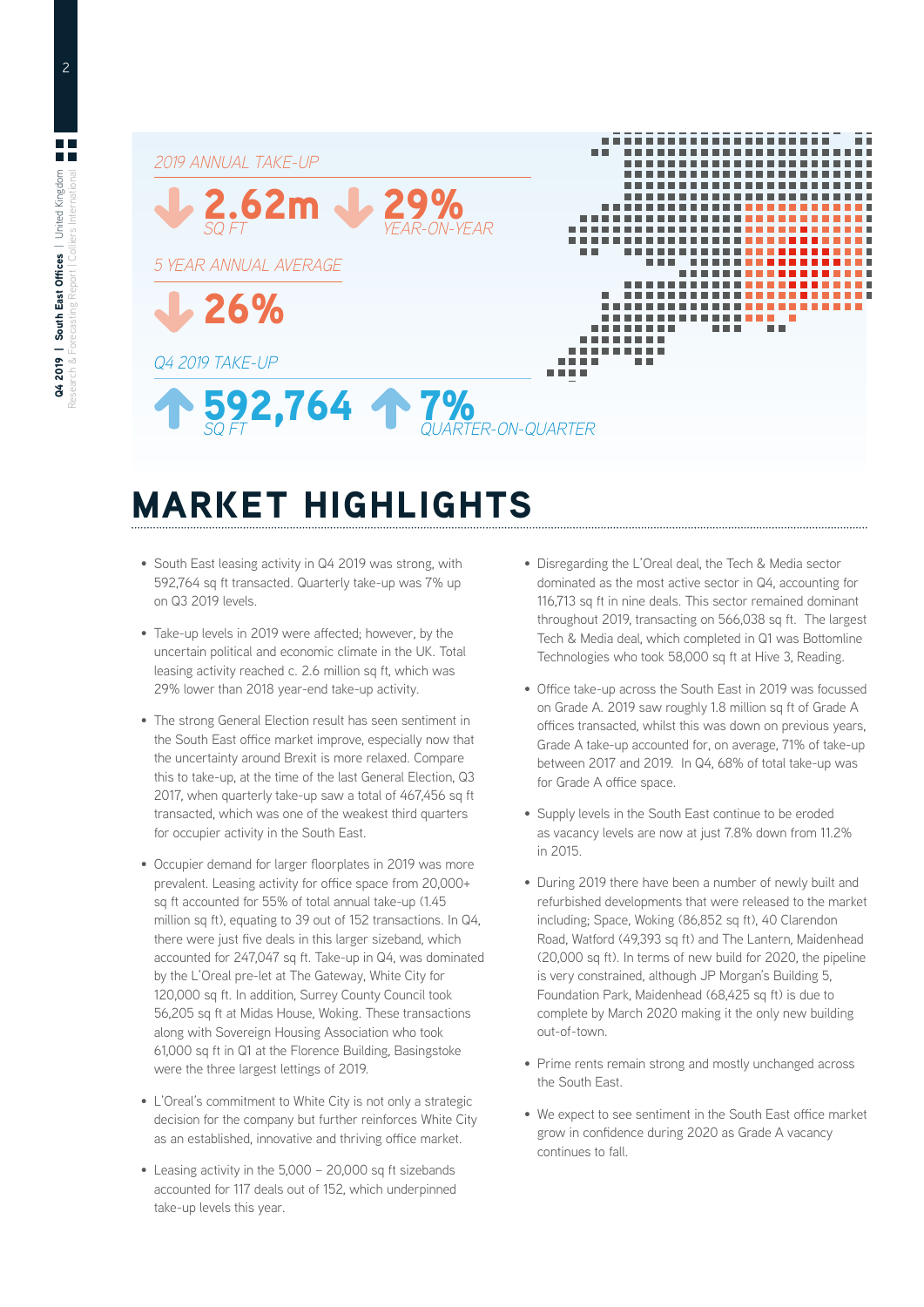2019 ANNUAL TAKE-UP

**2.62m** SQ FT

**29%** YEAR-ON-YEAR

5 YEAR ANNUAL AVERAGE

**26%**

Q4 2019 TAKE-UP

**592,764** SQ FT

**7%** QUARTER-ON-QUARTER

# MARKET HIGHLIGHTS

- South East leasing activity in Q4 2019 was strong, with 592,764 sq ft transacted. Quarterly take-up was 7% up on Q3 2019 levels.
- Take-up levels in 2019 were affected; however, by the uncertain political and economic climate in the UK. Total leasing activity reached c. 2.6 million sq ft, which was 29% lower than 2018 year-end take-up activity.
- The strong General Election result has seen sentiment in the South East office market improve, especially now that the uncertainty around Brexit is more relaxed. Compare this to take-up, at the time of the last General Election, Q3 2017, when quarterly take-up saw a total of 467,456 sq ft transacted, which was one of the weakest third quarters for occupier activity in the South East.
- Occupier demand for larger floorplates in 2019 was more prevalent. Leasing activity for office space from 20,000+ sq ft accounted for 55% of total annual take-up (1.45 million sq ft), equating to 39 out of 152 transactions. In Q4, there were just five deals in this larger sizeband, which accounted for 247,047 sq ft. Take-up in Q4, was dominated by the L'Oreal pre-let at The Gateway, White City for 120,000 sq ft. In addition, Surrey County Council took 56,205 sq ft at Midas House, Woking. These transactions along with Sovereign Housing Association who took 61,000 sq ft in Q1 at the Florence Building, Basingstoke were the three largest lettings of 2019.
- L'Oreal's commitment to White City is not only a strategic decision for the company but further reinforces White City as an established, innovative and thriving office market.
- Leasing activity in the 5,000 – 20,000 sq ft sizebands accounted for 117 deals out of 152, which underpinned take-up levels this year.
- Disregarding the L'Oreal deal, the Tech & Media sector dominated as the most active sector in Q4, accounting for 116,713 sq ft in nine deals. This sector remained dominant throughout 2019, transacting on 566,038 sq ft. The largest Tech & Media deal, which completed in Q1 was Bottomline Technologies who took 58,000 sq ft at Hive 3, Reading.
- Office take-up across the South East in 2019 was focussed on Grade A. 2019 saw roughly 1.8 million sq ft of Grade A offices transacted, whilst this was down on previous years, Grade A take-up accounted for, on average, 71% of take-up between 2017 and 2019. In Q4, 68% of total take-up was for Grade A office space.
- Supply levels in the South East continue to be eroded as vacancy levels are now at just 7.8% down from 11.2% in 2015.
- During 2019 there have been a number of newly built and refurbished developments that were released to the market including; Space, Woking (86,852 sq ft), 40 Clarendon Road, Watford (49,393 sq ft) and The Lantern, Maidenhead (20,000 sq ft). In terms of new build for 2020, the pipeline is very constrained, although JP Morgan's Building 5, Foundation Park, Maidenhead (68,425 sq ft) is due to complete by March 2020 making it the only new building out-of-town.
- Prime rents remain strong and mostly unchanged across the South East.
- We expect to see sentiment in the South East office market grow in confidence during 2020 as Grade A vacancy continues to fall.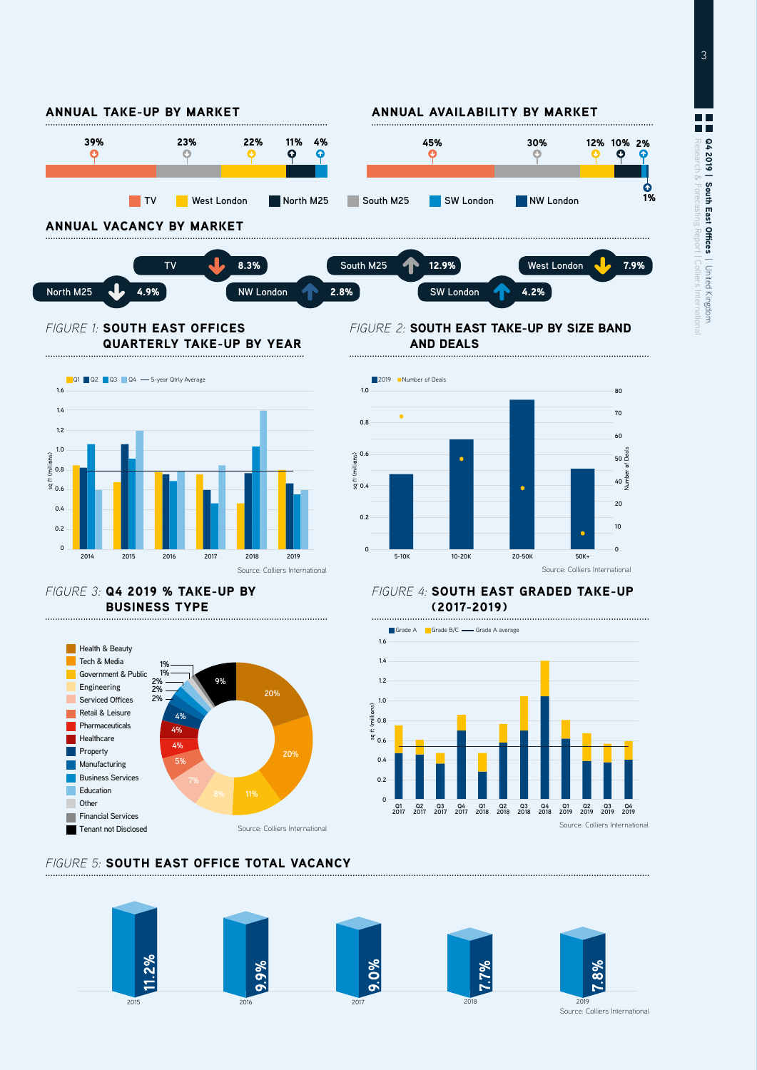## ANNUAL TAKE-UP BY MARKET

| TV | South M25 | West London | North M25 | SW London |
|---|---|---|---|---|
| 39% | 23% | 22% | 11% | 4% |

## ANNUAL AVAILABILITY BY MARKET

| TV | South M25 | West London | North M25 | SW London | NW London |
|---|---|---|---|---|---|
| 45% | 30% | 12% | 10% | 2% | 1% |

TV | West London | North M25 | South M25 | SW London | NW London

## ANNUAL VACANCY BY MARKET

| Market | Vacancy |
|---|---|
| TV | 8.3% |
| South M25 | 12.9% |
| West London | 7.9% |
| North M25 | 4.9% |
| NW London | 2.8% |
| SW London | 4.2% |

*FIGURE 1:* **SOUTH EAST OFFICES QUARTERLY TAKE-UP BY YEAR**

Source: Colliers International

*FIGURE 2:* **SOUTH EAST TAKE-UP BY SIZE BAND AND DEALS**

Source: Colliers International

*FIGURE 3:* **Q4 2019 % TAKE-UP BY BUSINESS TYPE**

Source: Colliers International

*FIGURE 4:* **SOUTH EAST GRADED TAKE-UP (2017-2019)**

Source: Colliers International

*FIGURE 5:* **SOUTH EAST OFFICE TOTAL VACANCY**

| 2015 | 2016 | 2017 | 2018 | 2019 |
|---|---|---|---|---|
| 11.2% | 9.9% | 9.0% | 7.7% | 7.8% |

Source: Colliers International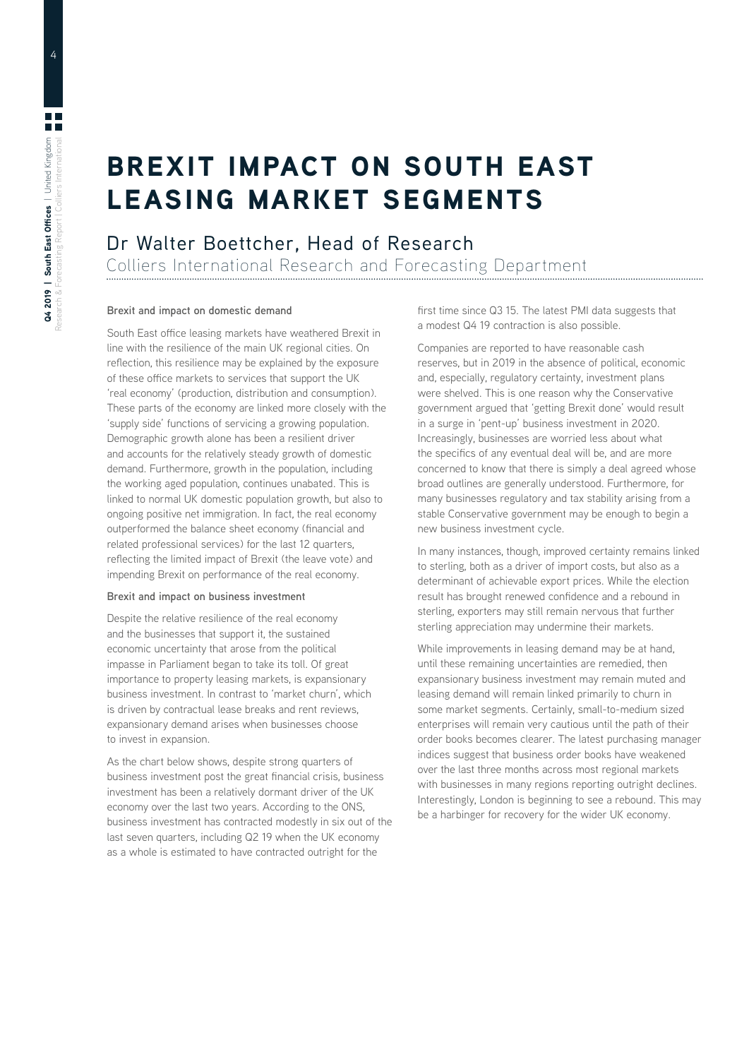# BREXIT IMPACT ON SOUTH EAST LEASING MARKET SEGMENTS

## Dr Walter Boettcher, Head of Research

Colliers International Research and Forecasting Department

### Brexit and impact on domestic demand

South East office leasing markets have weathered Brexit in line with the resilience of the main UK regional cities. On reflection, this resilience may be explained by the exposure of these office markets to services that support the UK 'real economy' (production, distribution and consumption). These parts of the economy are linked more closely with the 'supply side' functions of servicing a growing population. Demographic growth alone has been a resilient driver and accounts for the relatively steady growth of domestic demand. Furthermore, growth in the population, including the working aged population, continues unabated. This is linked to normal UK domestic population growth, but also to ongoing positive net immigration. In fact, the real economy outperformed the balance sheet economy (financial and related professional services) for the last 12 quarters, reflecting the limited impact of Brexit (the leave vote) and impending Brexit on performance of the real economy.

### Brexit and impact on business investment

Despite the relative resilience of the real economy and the businesses that support it, the sustained economic uncertainty that arose from the political impasse in Parliament began to take its toll. Of great importance to property leasing markets, is expansionary business investment. In contrast to 'market churn', which is driven by contractual lease breaks and rent reviews, expansionary demand arises when businesses choose to invest in expansion.

As the chart below shows, despite strong quarters of business investment post the great financial crisis, business investment has been a relatively dormant driver of the UK economy over the last two years. According to the ONS, business investment has contracted modestly in six out of the last seven quarters, including Q2 19 when the UK economy as a whole is estimated to have contracted outright for the first time since Q3 15. The latest PMI data suggests that a modest Q4 19 contraction is also possible.

Companies are reported to have reasonable cash reserves, but in 2019 in the absence of political, economic and, especially, regulatory certainty, investment plans were shelved. This is one reason why the Conservative government argued that 'getting Brexit done' would result in a surge in 'pent-up' business investment in 2020. Increasingly, businesses are worried less about what the specifics of any eventual deal will be, and are more concerned to know that there is simply a deal agreed whose broad outlines are generally understood. Furthermore, for many businesses regulatory and tax stability arising from a stable Conservative government may be enough to begin a new business investment cycle.

In many instances, though, improved certainty remains linked to sterling, both as a driver of import costs, but also as a determinant of achievable export prices. While the election result has brought renewed confidence and a rebound in sterling, exporters may still remain nervous that further sterling appreciation may undermine their markets.

While improvements in leasing demand may be at hand, until these remaining uncertainties are remedied, then expansionary business investment may remain muted and leasing demand will remain linked primarily to churn in some market segments. Certainly, small-to-medium sized enterprises will remain very cautious until the path of their order books becomes clearer. The latest purchasing manager indices suggest that business order books have weakened over the last three months across most regional markets with businesses in many regions reporting outright declines. Interestingly, London is beginning to see a rebound. This may be a harbinger for recovery for the wider UK economy.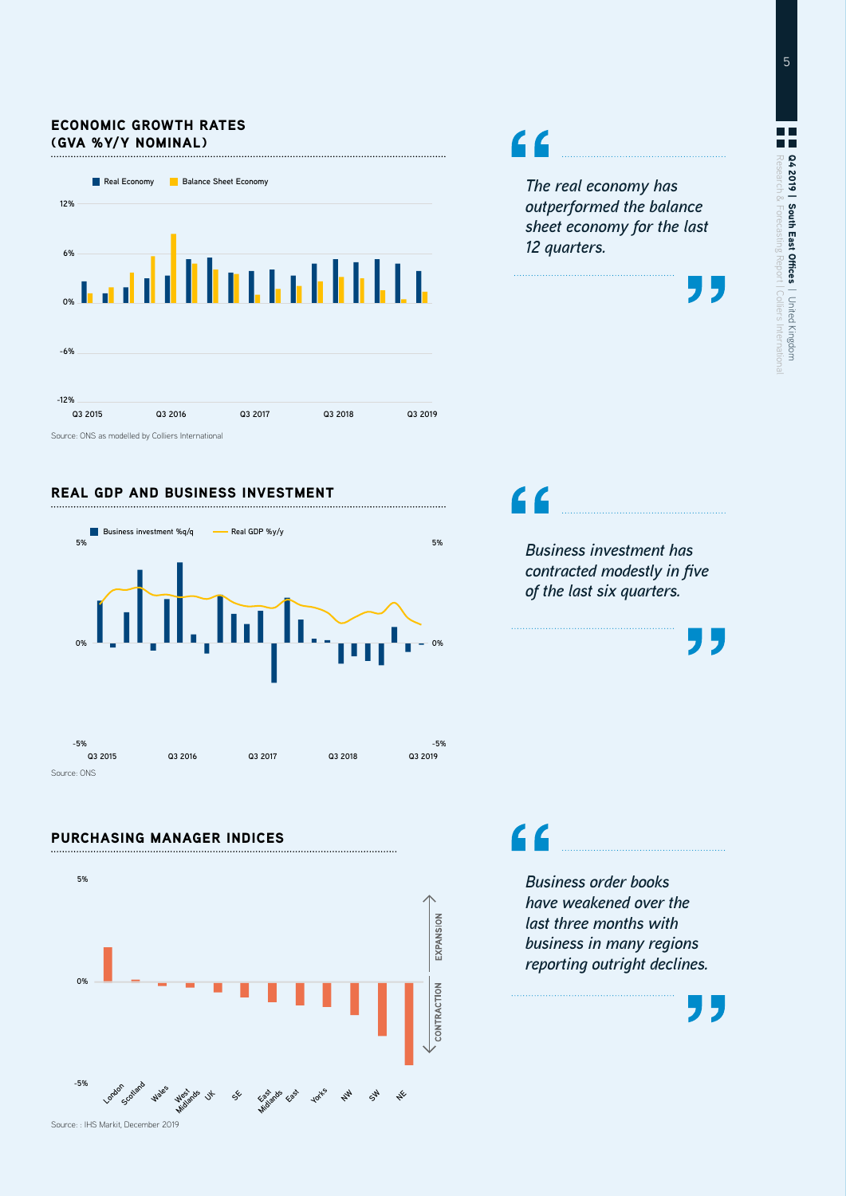## ECONOMIC GROWTH RATES (GVA %Y/Y NOMINAL)

Real Economy | Balance Sheet Economy

12%

6%

0%

-6%

-12%

Q3 2015 | Q3 2016 | Q3 2017 | Q3 2018 | Q3 2019

Source: ONS as modelled by Colliers International

> *The real economy has outperformed the balance sheet economy for the last 12 quarters.*

## REAL GDP AND BUSINESS INVESTMENT

Business investment %q/q | Real GDP %y/y

5% | 0% | -5%

Q3 2015 | Q3 2016 | Q3 2017 | Q3 2018 | Q3 2019

Source: ONS

> *Business investment has contracted modestly in five of the last six quarters.*

## PURCHASING MANAGER INDICES

5% | 0% | -5%

EXPANSION | CONTRACTION

London | Scotland | Wales | West Midlands | UK | SE | East Midlands | East | Yorks | NW | SW | NE

Source: : IHS Markit, December 2019

> *Business order books have weakened over the last three months with business in many regions reporting outright declines.*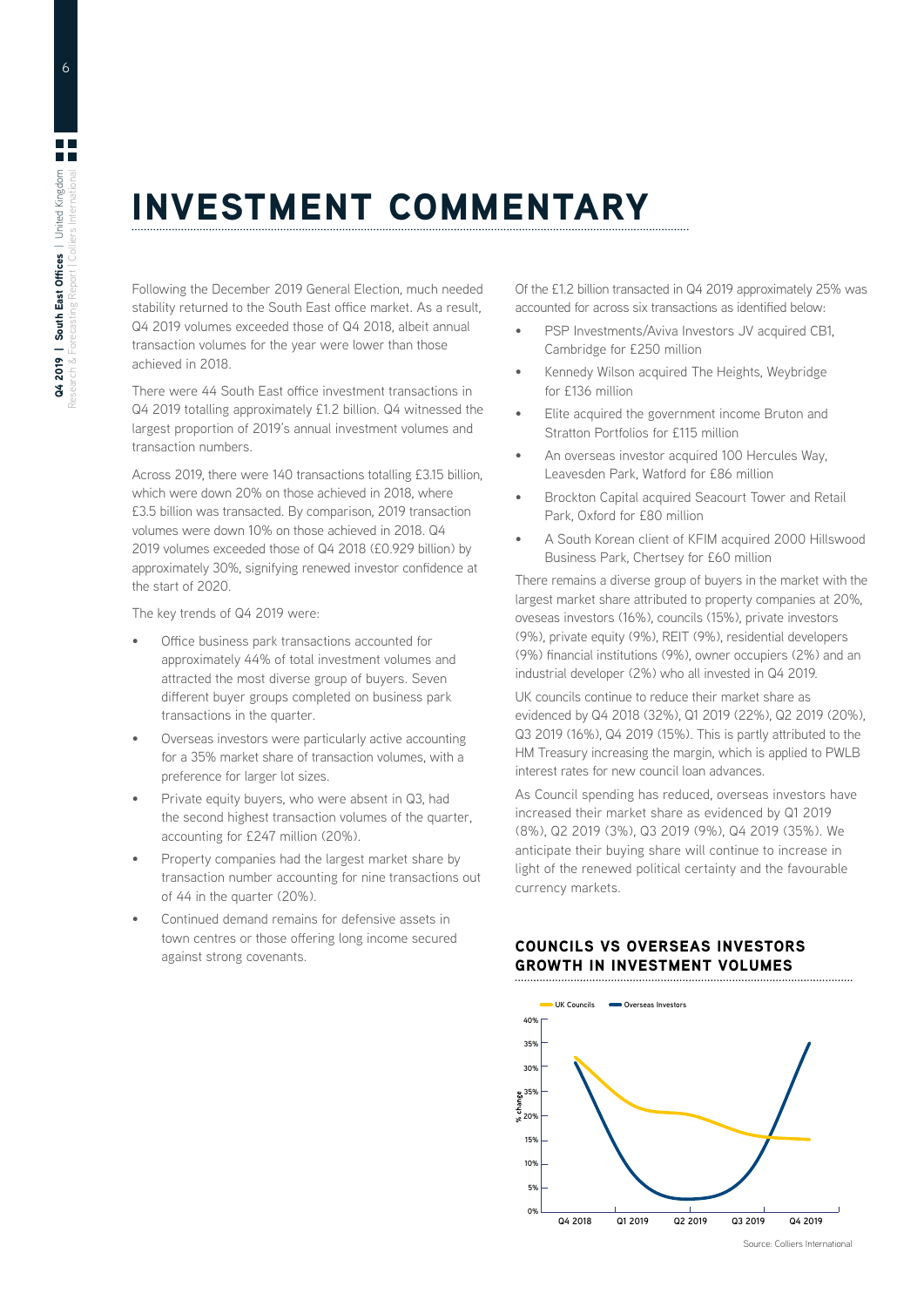# INVESTMENT COMMENTARY

Following the December 2019 General Election, much needed stability returned to the South East office market. As a result, Q4 2019 volumes exceeded those of Q4 2018, albeit annual transaction volumes for the year were lower than those achieved in 2018.

There were 44 South East office investment transactions in Q4 2019 totalling approximately £1.2 billion. Q4 witnessed the largest proportion of 2019's annual investment volumes and transaction numbers.

Across 2019, there were 140 transactions totalling £3.15 billion, which were down 20% on those achieved in 2018, where £3.5 billion was transacted. By comparison, 2019 transaction volumes were down 10% on those achieved in 2018. Q4 2019 volumes exceeded those of Q4 2018 (£0.929 billion) by approximately 30%, signifying renewed investor confidence at the start of 2020.

The key trends of Q4 2019 were:

- Office business park transactions accounted for approximately 44% of total investment volumes and attracted the most diverse group of buyers. Seven different buyer groups completed on business park transactions in the quarter.
- Overseas investors were particularly active accounting for a 35% market share of transaction volumes, with a preference for larger lot sizes.
- Private equity buyers, who were absent in Q3, had the second highest transaction volumes of the quarter, accounting for £247 million (20%).
- Property companies had the largest market share by transaction number accounting for nine transactions out of 44 in the quarter (20%).
- Continued demand remains for defensive assets in town centres or those offering long income secured against strong covenants.

Of the £1.2 billion transacted in Q4 2019 approximately 25% was accounted for across six transactions as identified below:

- PSP Investments/Aviva Investors JV acquired CB1, Cambridge for £250 million
- Kennedy Wilson acquired The Heights, Weybridge for £136 million
- Elite acquired the government income Bruton and Stratton Portfolios for £115 million
- An overseas investor acquired 100 Hercules Way, Leavesden Park, Watford for £86 million
- Brockton Capital acquired Seacourt Tower and Retail Park, Oxford for £80 million
- A South Korean client of KFIM acquired 2000 Hillswood Business Park, Chertsey for £60 million

There remains a diverse group of buyers in the market with the largest market share attributed to property companies at 20%, oveseas investors (16%), councils (15%), private investors (9%), private equity (9%), REIT (9%), residential developers (9%) financial institutions (9%), owner occupiers (2%) and an industrial developer (2%) who all invested in Q4 2019.

UK councils continue to reduce their market share as evidenced by Q4 2018 (32%), Q1 2019 (22%), Q2 2019 (20%), Q3 2019 (16%), Q4 2019 (15%). This is partly attributed to the HM Treasury increasing the margin, which is applied to PWLB interest rates for new council loan advances.

As Council spending has reduced, overseas investors have increased their market share as evidenced by Q1 2019 (8%), Q2 2019 (3%), Q3 2019 (9%), Q4 2019 (35%). We anticipate their buying share will continue to increase in light of the renewed political certainty and the favourable currency markets.

## COUNCILS VS OVERSEAS INVESTORS GROWTH IN INVESTMENT VOLUMES

UK Councils — Overseas Investors

% change: 0%, 5%, 10%, 15%, 20%, 35%, 30%, 35%, 40%

Q4 2018 | Q1 2019 | Q2 2019 | Q3 2019 | Q4 2019

Source: Colliers International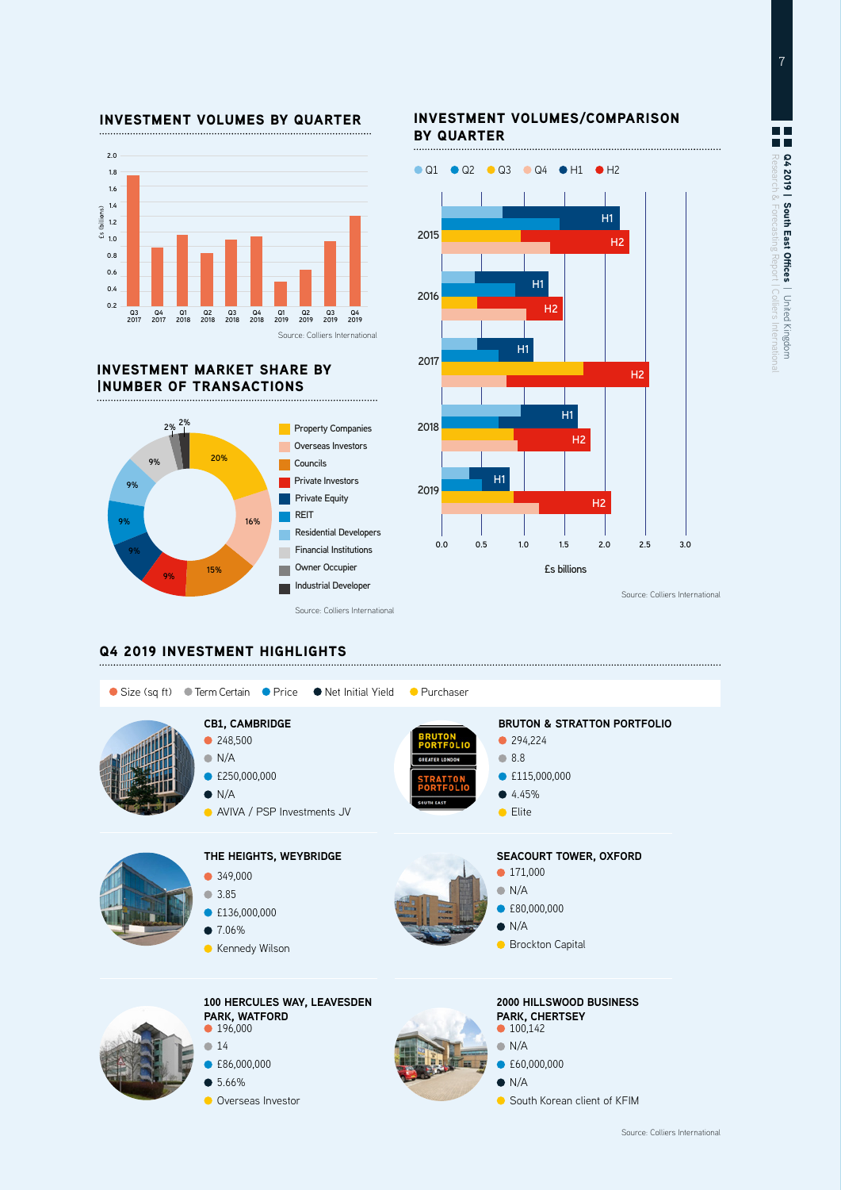## INVESTMENT VOLUMES BY QUARTER

£s (billions)

Q3 2017, Q4 2017, Q1 2018, Q2 2018, Q3 2018, Q4 2018, Q1 2019, Q2 2019, Q3 2019, Q4 2019

Source: Colliers International

## INVESTMENT MARKET SHARE BY NUMBER OF TRANSACTIONS

- Property Companies 20%
- Overseas Investors 16%
- Councils 15%
- Private Investors 9%
- Private Equity 9%
- REIT 9%
- Residential Developers 9%
- Financial Institutions 9%
- Owner Occupier 2%
- Industrial Developer 2%

Source: Colliers International

## INVESTMENT VOLUMES/COMPARISON BY QUARTER

Q1 · Q2 · Q3 · Q4 · H1 · H2

2015, 2016, 2017, 2018, 2019

£s billions

Source: Colliers International

## Q4 2019 INVESTMENT HIGHLIGHTS

Size (sq ft) · Term Certain · Price · Net Initial Yield · Purchaser

| Property | Size (sq ft) | Term Certain | Price | Net Initial Yield | Purchaser |
|---|---|---|---|---|---|
| CB1, CAMBRIDGE | 248,500 | N/A | £250,000,000 | N/A | AVIVA / PSP Investments JV |
| BRUTON & STRATTON PORTFOLIO | 294,224 | 8.8 | £115,000,000 | 4.45% | Elite |
| THE HEIGHTS, WEYBRIDGE | 349,000 | 3.85 | £136,000,000 | 7.06% | Kennedy Wilson |
| SEACOURT TOWER, OXFORD | 171,000 | N/A | £80,000,000 | N/A | Brockton Capital |
| 100 HERCULES WAY, LEAVESDEN PARK, WATFORD | 196,000 | 14 | £86,000,000 | 5.66% | Overseas Investor |
| 2000 HILLSWOOD BUSINESS PARK, CHERTSEY | 100,142 | N/A | £60,000,000 | N/A | South Korean client of KFIM |

Source: Colliers International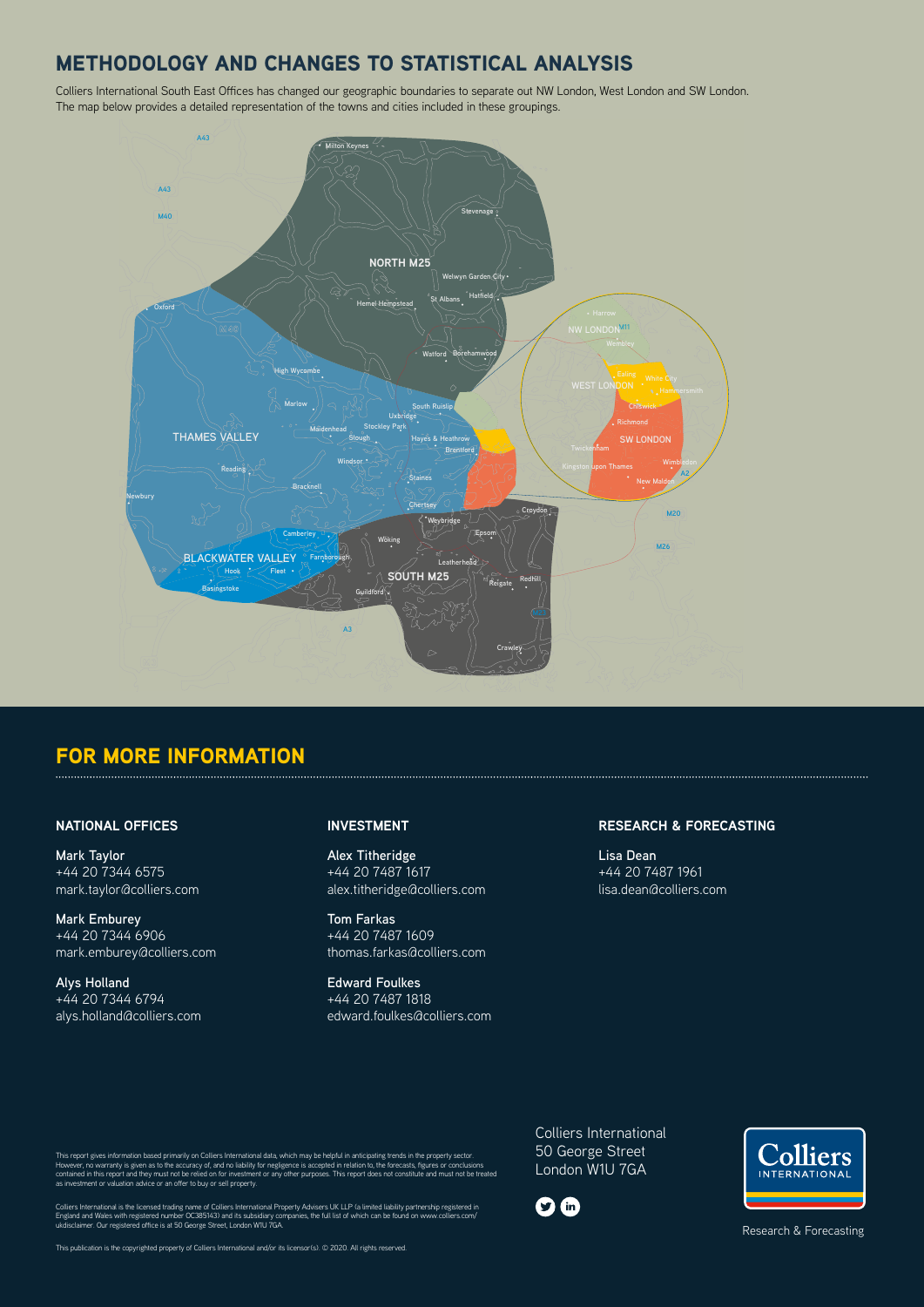# METHODOLOGY AND CHANGES TO STATISTICAL ANALYSIS

Colliers International South East Offices has changed our geographic boundaries to separate out NW London, West London and SW London. The map below provides a detailed representation of the towns and cities included in these groupings.

NORTH M25

Milton Keynes
Stevenage
Welwyn Garden City
St Albans
Hatfield
Hemel Hempstead
Watford
Borehamwood

THAMES VALLEY

Oxford
High Wycombe
Marlow
Maidenhead
Slough
Stockley Park
Uxbridge
South Ruislip
Hayes & Heathrow
Brentford
Windsor
Reading
Bracknell
Staines
Newbury

BLACKWATER VALLEY

Camberley
Farnborough
Hook
Fleet
Basingstoke

SOUTH M25

Chertsey
Weybridge
Woking
Croydon
Epsom
Leatherhead
Guildford
Reigate
Redhill
Crawley

NW LONDON

Harrow
Wembley

WEST LONDON

Ealing
White City
Hammersmith
Chiswick

SW LONDON

Richmond
Twickenham
Kingston upon Thames
Wimbledon
New Malden

A43
A43
M40
M11
A2
M20
M26
A3

## FOR MORE INFORMATION

### NATIONAL OFFICES

**Mark Taylor**
+44 20 7344 6575
mark.taylor@colliers.com

**Mark Emburey**
+44 20 7344 6906
mark.emburey@colliers.com

**Alys Holland**
+44 20 7344 6794
alys.holland@colliers.com

### INVESTMENT

**Alex Titheridge**
+44 20 7487 1617
alex.titheridge@colliers.com

**Tom Farkas**
+44 20 7487 1609
thomas.farkas@colliers.com

**Edward Foulkes**
+44 20 7487 1818
edward.foulkes@colliers.com

### RESEARCH & FORECASTING

**Lisa Dean**
+44 20 7487 1961
lisa.dean@colliers.com

This report gives information based primarily on Colliers International data, which may be helpful in anticipating trends in the property sector. However, no warranty is given as to the accuracy of, and no liability for negligence is accepted in relation to, the forecasts, figures or conclusions contained in this report and they must not be relied on for investment or any other purposes. This report does not constitute and must not be treated as investment or valuation advice or an offer to buy or sell property.

Colliers International is the licensed trading name of Colliers International Property Advisers UK LLP (a limited liability partnership registered in England and Wales with registered number OC385143) and its subsidiary companies, the full list of which can be found on www.colliers.com/ukdisclaimer. Our registered office is at 50 George Street, London W1U 7GA.

This publication is the copyrighted property of Colliers International and/or its licensor(s). © 2020. All rights reserved.

Colliers International
50 George Street
London W1U 7GA

Colliers INTERNATIONAL

Research & Forecasting